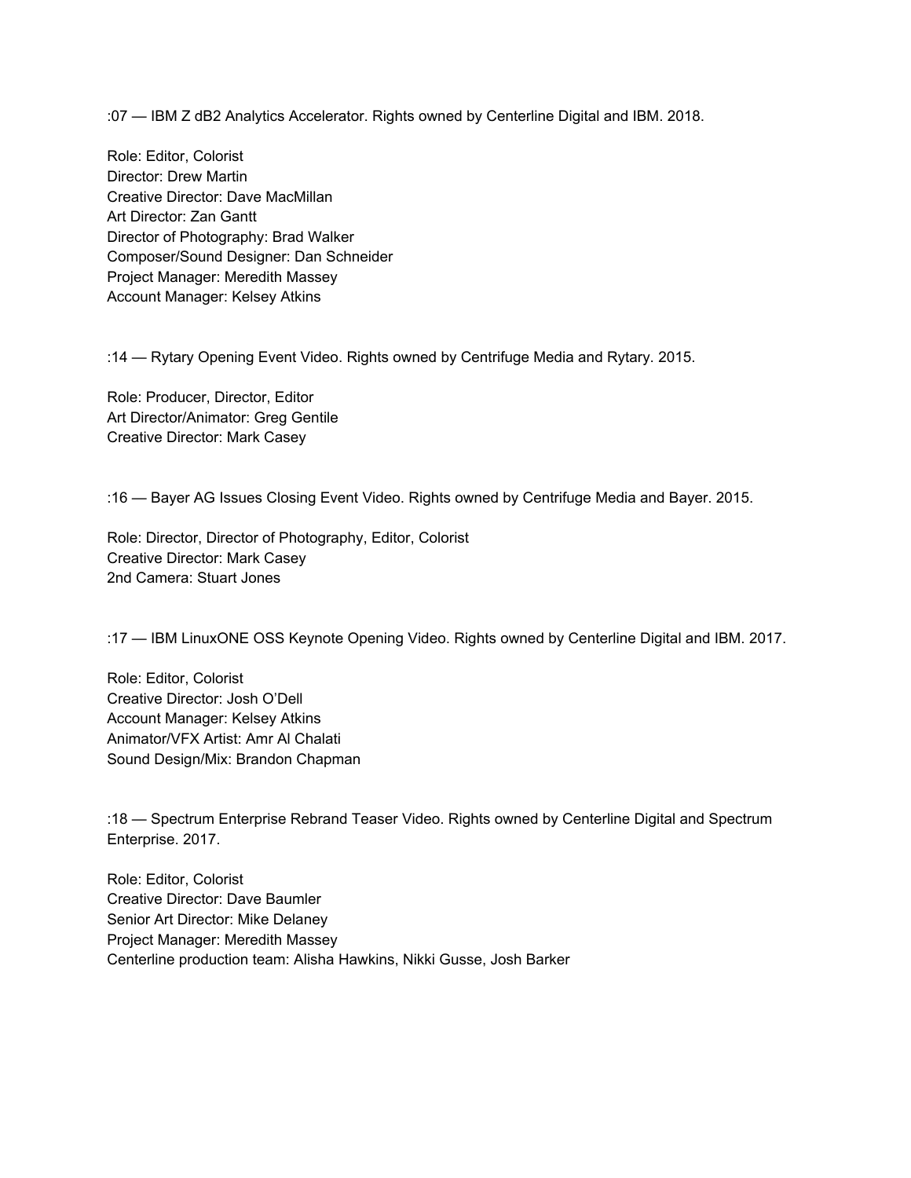:07 — IBM Z dB2 Analytics Accelerator. Rights owned by Centerline Digital and IBM. 2018.

Role: Editor, Colorist
Director: Drew Martin
Creative Director: Dave MacMillan
Art Director: Zan Gantt
Director of Photography: Brad Walker
Composer/Sound Designer: Dan Schneider
Project Manager: Meredith Massey
Account Manager: Kelsey Atkins

:14 — Rytary Opening Event Video. Rights owned by Centrifuge Media and Rytary. 2015.

Role: Producer, Director, Editor
Art Director/Animator: Greg Gentile
Creative Director: Mark Casey

:16 — Bayer AG Issues Closing Event Video. Rights owned by Centrifuge Media and Bayer. 2015.

Role: Director, Director of Photography, Editor, Colorist
Creative Director: Mark Casey
2nd Camera: Stuart Jones

:17 — IBM LinuxONE OSS Keynote Opening Video. Rights owned by Centerline Digital and IBM. 2017.

Role: Editor, Colorist
Creative Director: Josh O'Dell
Account Manager: Kelsey Atkins
Animator/VFX Artist: Amr Al Chalati
Sound Design/Mix: Brandon Chapman

:18 — Spectrum Enterprise Rebrand Teaser Video. Rights owned by Centerline Digital and Spectrum Enterprise. 2017.

Role: Editor, Colorist
Creative Director: Dave Baumler
Senior Art Director: Mike Delaney
Project Manager: Meredith Massey
Centerline production team: Alisha Hawkins, Nikki Gusse, Josh Barker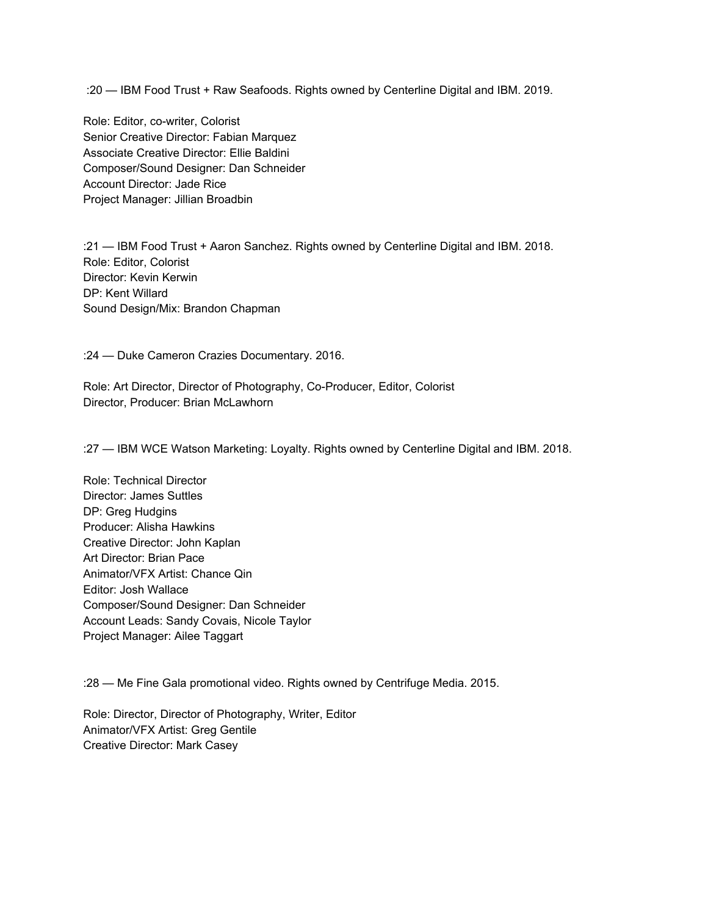:20 — IBM Food Trust + Raw Seafoods. Rights owned by Centerline Digital and IBM. 2019.

Role: Editor, co-writer, Colorist
Senior Creative Director: Fabian Marquez
Associate Creative Director: Ellie Baldini
Composer/Sound Designer: Dan Schneider
Account Director: Jade Rice
Project Manager: Jillian Broadbin

:21 — IBM Food Trust + Aaron Sanchez. Rights owned by Centerline Digital and IBM. 2018.
Role: Editor, Colorist
Director: Kevin Kerwin
DP: Kent Willard
Sound Design/Mix: Brandon Chapman

:24 — Duke Cameron Crazies Documentary. 2016.

Role: Art Director, Director of Photography, Co-Producer, Editor, Colorist
Director, Producer: Brian McLawhorn

:27 — IBM WCE Watson Marketing: Loyalty. Rights owned by Centerline Digital and IBM. 2018.

Role: Technical Director
Director: James Suttles
DP: Greg Hudgins
Producer: Alisha Hawkins
Creative Director: John Kaplan
Art Director: Brian Pace
Animator/VFX Artist: Chance Qin
Editor: Josh Wallace
Composer/Sound Designer: Dan Schneider
Account Leads: Sandy Covais, Nicole Taylor
Project Manager: Ailee Taggart

:28 — Me Fine Gala promotional video. Rights owned by Centrifuge Media. 2015.

Role: Director, Director of Photography, Writer, Editor
Animator/VFX Artist: Greg Gentile
Creative Director: Mark Casey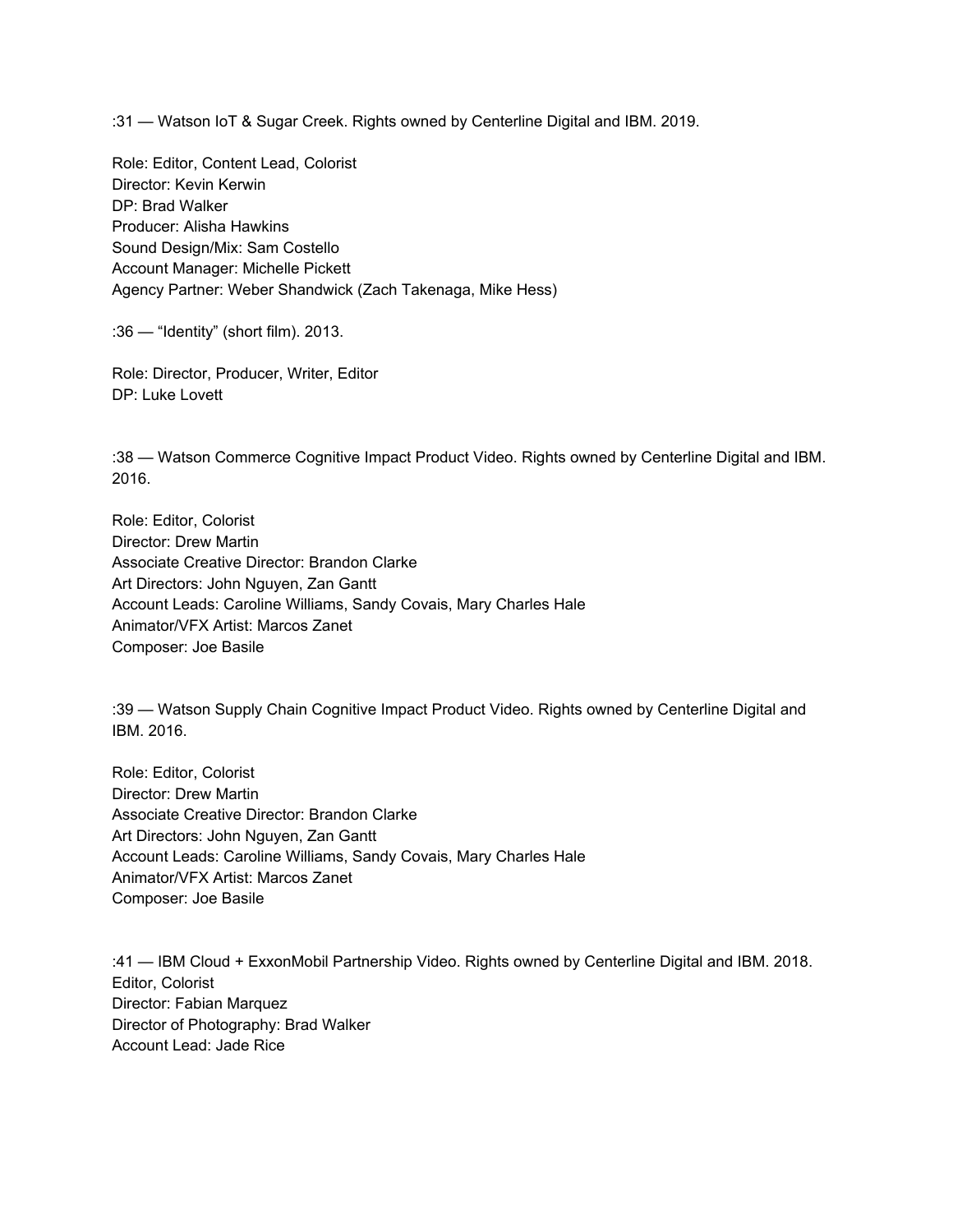:31 — Watson IoT & Sugar Creek. Rights owned by Centerline Digital and IBM. 2019.

Role: Editor, Content Lead, Colorist
Director: Kevin Kerwin
DP: Brad Walker
Producer: Alisha Hawkins
Sound Design/Mix: Sam Costello
Account Manager: Michelle Pickett
Agency Partner: Weber Shandwick (Zach Takenaga, Mike Hess)

:36 — “Identity” (short film). 2013.

Role: Director, Producer, Writer, Editor
DP: Luke Lovett

:38 — Watson Commerce Cognitive Impact Product Video. Rights owned by Centerline Digital and IBM. 2016.

Role: Editor, Colorist
Director: Drew Martin
Associate Creative Director: Brandon Clarke
Art Directors: John Nguyen, Zan Gantt
Account Leads: Caroline Williams, Sandy Covais, Mary Charles Hale
Animator/VFX Artist: Marcos Zanet
Composer: Joe Basile

:39 — Watson Supply Chain Cognitive Impact Product Video. Rights owned by Centerline Digital and IBM. 2016.

Role: Editor, Colorist
Director: Drew Martin
Associate Creative Director: Brandon Clarke
Art Directors: John Nguyen, Zan Gantt
Account Leads: Caroline Williams, Sandy Covais, Mary Charles Hale
Animator/VFX Artist: Marcos Zanet
Composer: Joe Basile

:41 — IBM Cloud + ExxonMobil Partnership Video. Rights owned by Centerline Digital and IBM. 2018.
Editor, Colorist
Director: Fabian Marquez
Director of Photography: Brad Walker
Account Lead: Jade Rice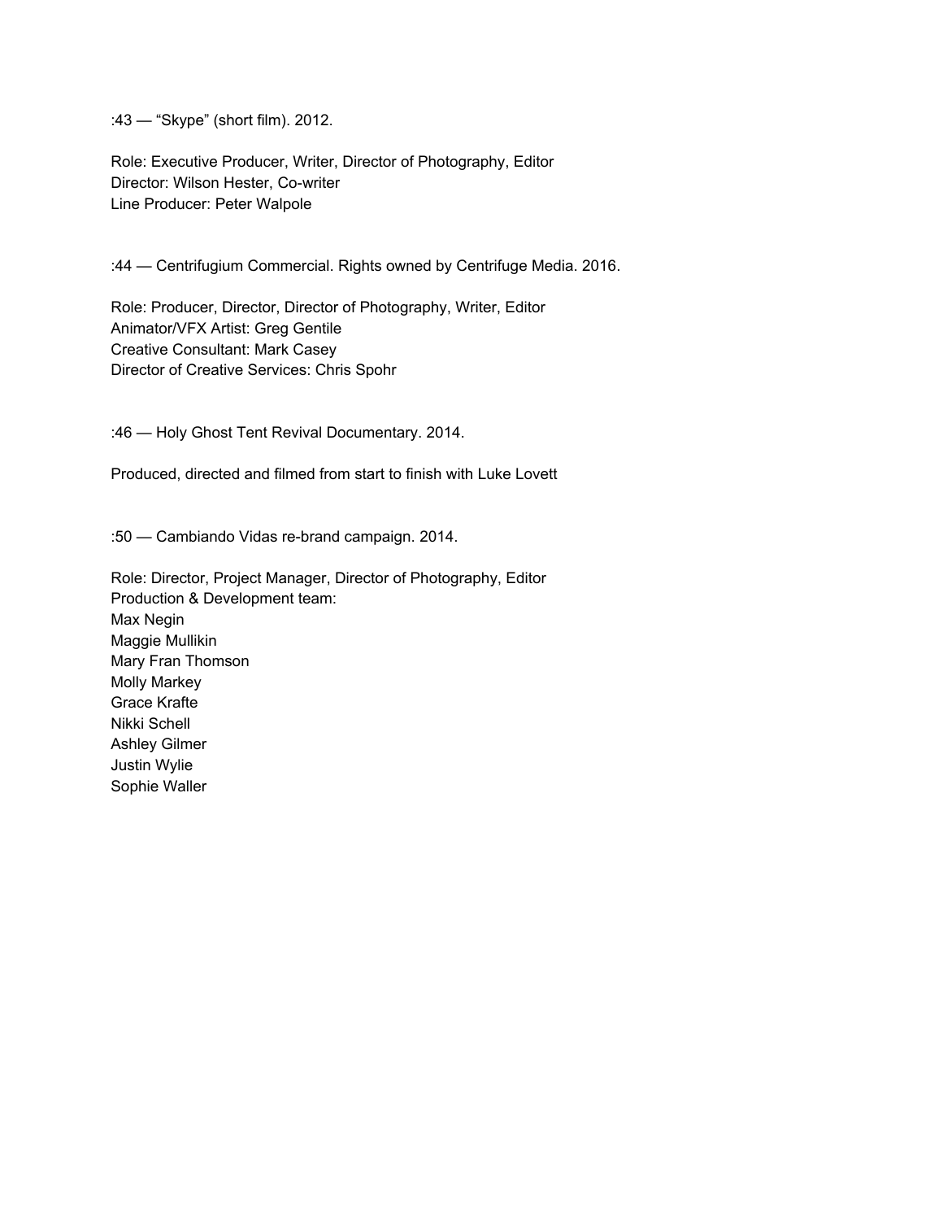:43 — “Skype” (short film). 2012.

Role: Executive Producer, Writer, Director of Photography, Editor
Director: Wilson Hester, Co-writer
Line Producer: Peter Walpole

:44 — Centrifugium Commercial. Rights owned by Centrifuge Media. 2016.

Role: Producer, Director, Director of Photography, Writer, Editor
Animator/VFX Artist: Greg Gentile
Creative Consultant: Mark Casey
Director of Creative Services: Chris Spohr

:46 — Holy Ghost Tent Revival Documentary. 2014.

Produced, directed and filmed from start to finish with Luke Lovett

:50 — Cambiando Vidas re-brand campaign. 2014.

Role: Director, Project Manager, Director of Photography, Editor
Production & Development team:
Max Negin
Maggie Mullikin
Mary Fran Thomson
Molly Markey
Grace Krafte
Nikki Schell
Ashley Gilmer
Justin Wylie
Sophie Waller